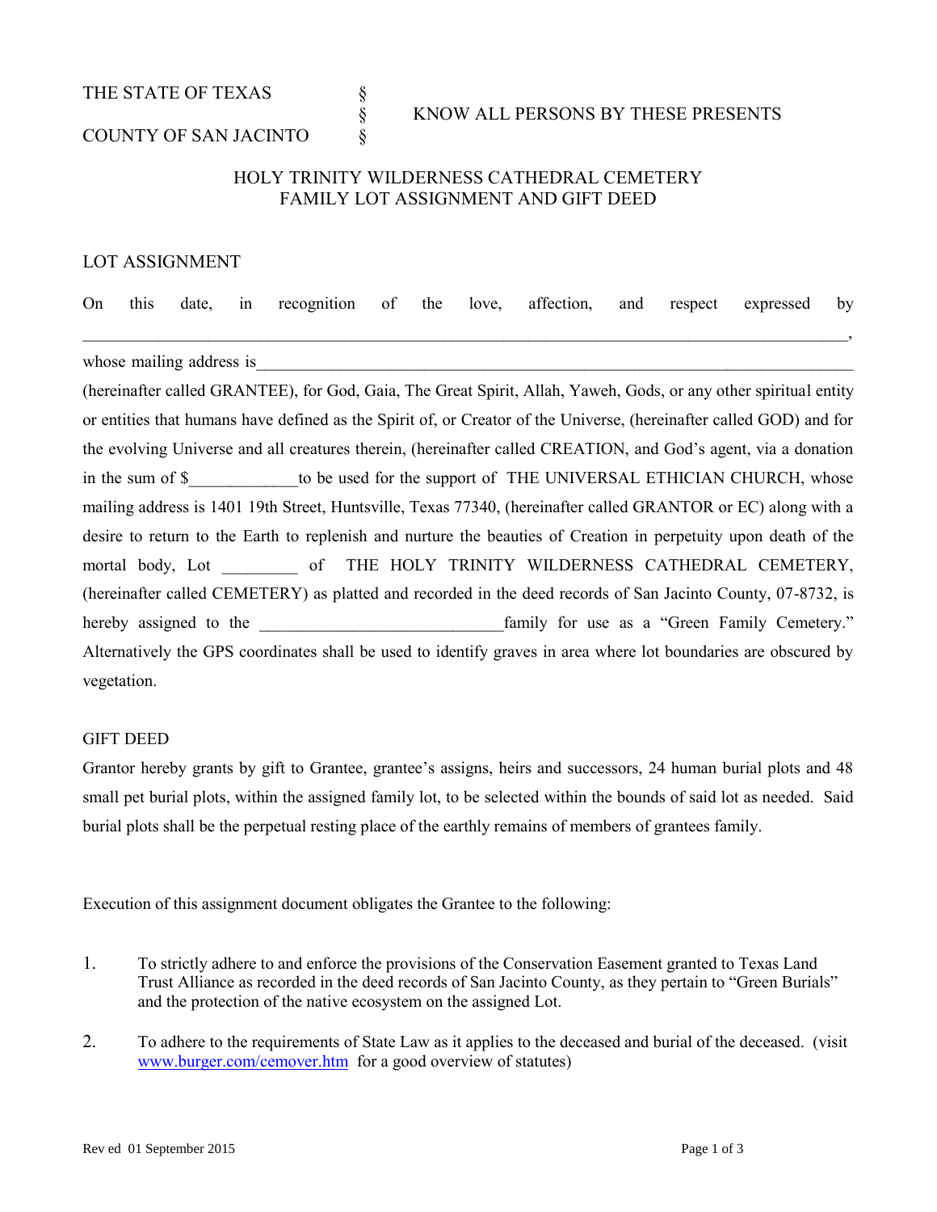THE STATE OF TEXAS §
§ KNOW ALL PERSONS BY THESE PRESENTS
COUNTY OF SAN JACINTO §

# HOLY TRINITY WILDERNESS CATHEDRAL CEMETERY
# FAMILY LOT ASSIGNMENT AND GIFT DEED

## LOT ASSIGNMENT

On this date, in recognition of the love, affection, and respect expressed by ________________________________________________________________________________, whose mailing address is__________________________________________________________________________ (hereinafter called GRANTEE), for God, Gaia, The Great Spirit, Allah, Yaweh, Gods, or any other spiritual entity or entities that humans have defined as the Spirit of, or Creator of the Universe, (hereinafter called GOD) and for the evolving Universe and all creatures therein, (hereinafter called CREATION, and God's agent, via a donation in the sum of $_____________to be used for the support of THE UNIVERSAL ETHICIAN CHURCH, whose mailing address is 1401 19th Street, Huntsville, Texas 77340, (hereinafter called GRANTOR or EC) along with a desire to return to the Earth to replenish and nurture the beauties of Creation in perpetuity upon death of the mortal body, Lot _________ of THE HOLY TRINITY WILDERNESS CATHEDRAL CEMETERY, (hereinafter called CEMETERY) as platted and recorded in the deed records of San Jacinto County, 07-8732, is hereby assigned to the _____________________________family for use as a "Green Family Cemetery." Alternatively the GPS coordinates shall be used to identify graves in area where lot boundaries are obscured by vegetation.

## GIFT DEED

Grantor hereby grants by gift to Grantee, grantee's assigns, heirs and successors, 24 human burial plots and 48 small pet burial plots, within the assigned family lot, to be selected within the bounds of said lot as needed. Said burial plots shall be the perpetual resting place of the earthly remains of members of grantees family.

Execution of this assignment document obligates the Grantee to the following:

1. To strictly adhere to and enforce the provisions of the Conservation Easement granted to Texas Land Trust Alliance as recorded in the deed records of San Jacinto County, as they pertain to "Green Burials" and the protection of the native ecosystem on the assigned Lot.

2. To adhere to the requirements of State Law as it applies to the deceased and burial of the deceased. (visit www.burger.com/cemover.htm for a good overview of statutes)

Rev ed 01 September 2015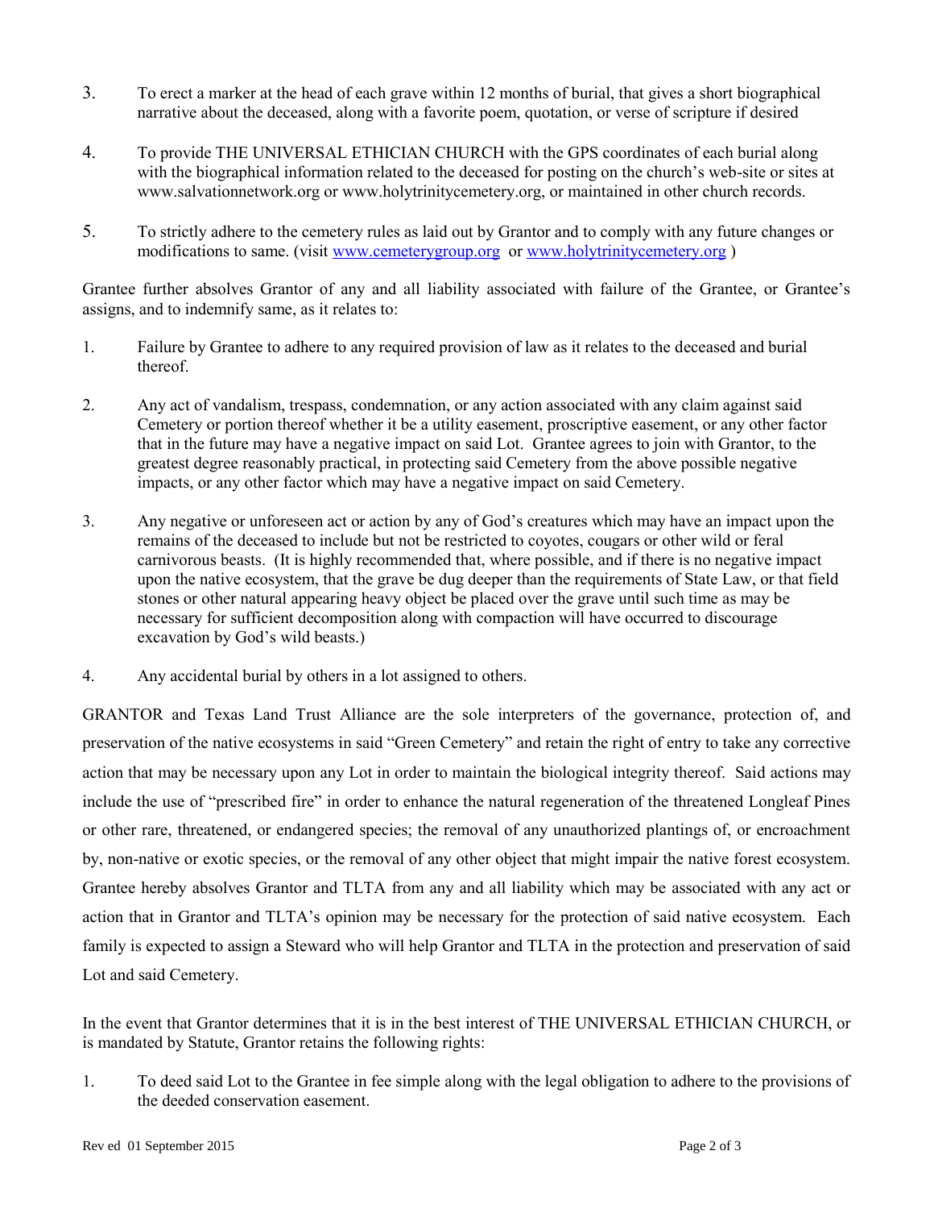3. To erect a marker at the head of each grave within 12 months of burial, that gives a short biographical narrative about the deceased, along with a favorite poem, quotation, or verse of scripture if desired

4. To provide THE UNIVERSAL ETHICIAN CHURCH with the GPS coordinates of each burial along with the biographical information related to the deceased for posting on the church's web-site or sites at www.salvationnetwork.org or www.holytrinitycemetery.org, or maintained in other church records.

5. To strictly adhere to the cemetery rules as laid out by Grantor and to comply with any future changes or modifications to same. (visit www.cemeterygroup.org or www.holytrinitycemetery.org )

Grantee further absolves Grantor of any and all liability associated with failure of the Grantee, or Grantee's assigns, and to indemnify same, as it relates to:

1. Failure by Grantee to adhere to any required provision of law as it relates to the deceased and burial thereof.

2. Any act of vandalism, trespass, condemnation, or any action associated with any claim against said Cemetery or portion thereof whether it be a utility easement, proscriptive easement, or any other factor that in the future may have a negative impact on said Lot. Grantee agrees to join with Grantor, to the greatest degree reasonably practical, in protecting said Cemetery from the above possible negative impacts, or any other factor which may have a negative impact on said Cemetery.

3. Any negative or unforeseen act or action by any of God's creatures which may have an impact upon the remains of the deceased to include but not be restricted to coyotes, cougars or other wild or feral carnivorous beasts. (It is highly recommended that, where possible, and if there is no negative impact upon the native ecosystem, that the grave be dug deeper than the requirements of State Law, or that field stones or other natural appearing heavy object be placed over the grave until such time as may be necessary for sufficient decomposition along with compaction will have occurred to discourage excavation by God's wild beasts.)

4. Any accidental burial by others in a lot assigned to others.

GRANTOR and Texas Land Trust Alliance are the sole interpreters of the governance, protection of, and preservation of the native ecosystems in said "Green Cemetery" and retain the right of entry to take any corrective action that may be necessary upon any Lot in order to maintain the biological integrity thereof. Said actions may include the use of "prescribed fire" in order to enhance the natural regeneration of the threatened Longleaf Pines or other rare, threatened, or endangered species; the removal of any unauthorized plantings of, or encroachment by, non-native or exotic species, or the removal of any other object that might impair the native forest ecosystem. Grantee hereby absolves Grantor and TLTA from any and all liability which may be associated with any act or action that in Grantor and TLTA's opinion may be necessary for the protection of said native ecosystem. Each family is expected to assign a Steward who will help Grantor and TLTA in the protection and preservation of said Lot and said Cemetery.

In the event that Grantor determines that it is in the best interest of THE UNIVERSAL ETHICIAN CHURCH, or is mandated by Statute, Grantor retains the following rights:

1. To deed said Lot to the Grantee in fee simple along with the legal obligation to adhere to the provisions of the deeded conservation easement.

Rev ed 01 September 2015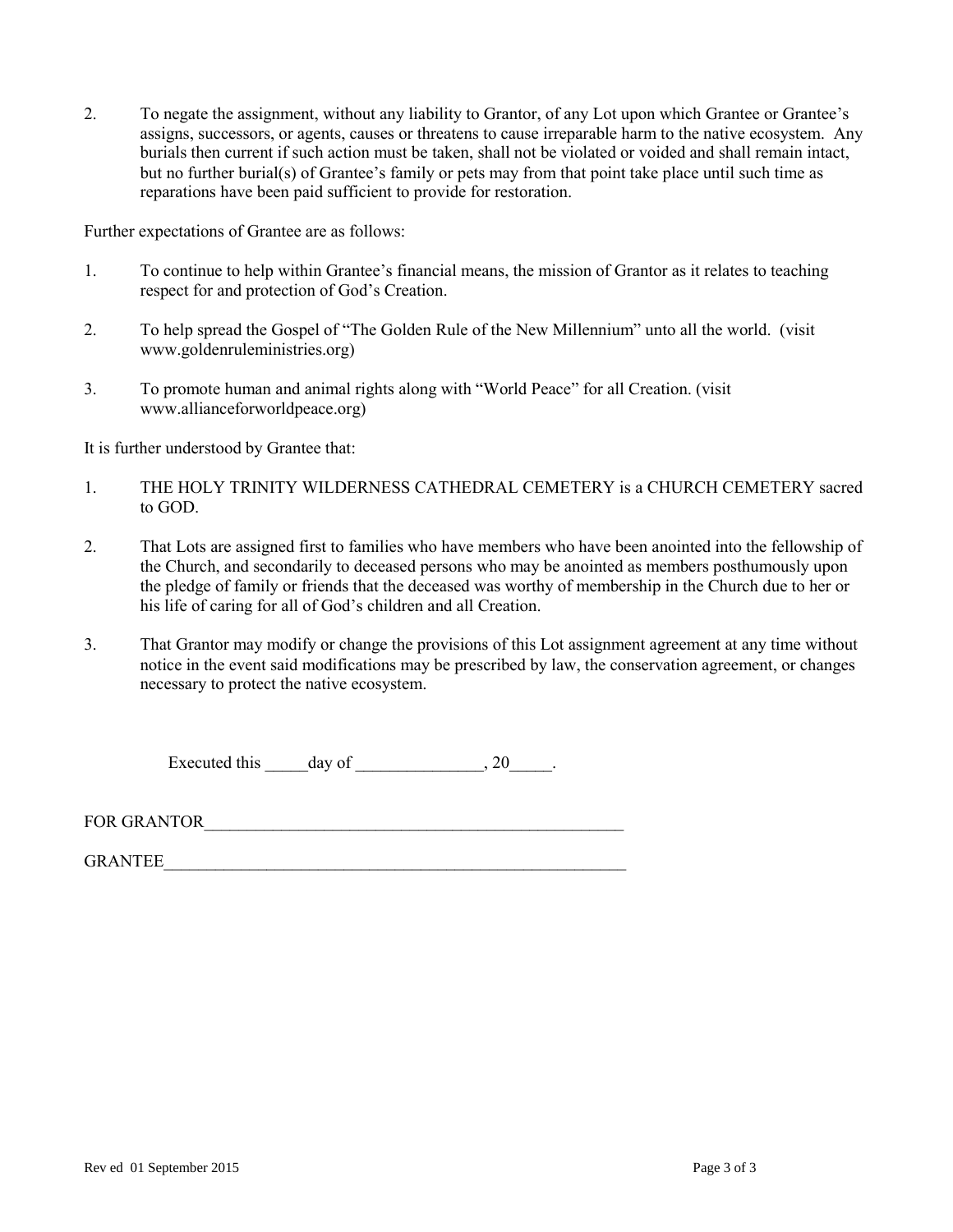2. To negate the assignment, without any liability to Grantor, of any Lot upon which Grantee or Grantee's assigns, successors, or agents, causes or threatens to cause irreparable harm to the native ecosystem. Any burials then current if such action must be taken, shall not be violated or voided and shall remain intact, but no further burial(s) of Grantee's family or pets may from that point take place until such time as reparations have been paid sufficient to provide for restoration.

Further expectations of Grantee are as follows:

1. To continue to help within Grantee's financial means, the mission of Grantor as it relates to teaching respect for and protection of God's Creation.

2. To help spread the Gospel of "The Golden Rule of the New Millennium" unto all the world. (visit www.goldenruleministries.org)

3. To promote human and animal rights along with "World Peace" for all Creation. (visit www.allianceforworldpeace.org)

It is further understood by Grantee that:

1. THE HOLY TRINITY WILDERNESS CATHEDRAL CEMETERY is a CHURCH CEMETERY sacred to GOD.

2. That Lots are assigned first to families who have members who have been anointed into the fellowship of the Church, and secondarily to deceased persons who may be anointed as members posthumously upon the pledge of family or friends that the deceased was worthy of membership in the Church due to her or his life of caring for all of God's children and all Creation.

3. That Grantor may modify or change the provisions of this Lot assignment agreement at any time without notice in the event said modifications may be prescribed by law, the conservation agreement, or changes necessary to protect the native ecosystem.

Executed this _____day of _______________, 20_____.

FOR GRANTOR___________________________________________________

GRANTEE_______________________________________________________

Rev ed 01 September 2015